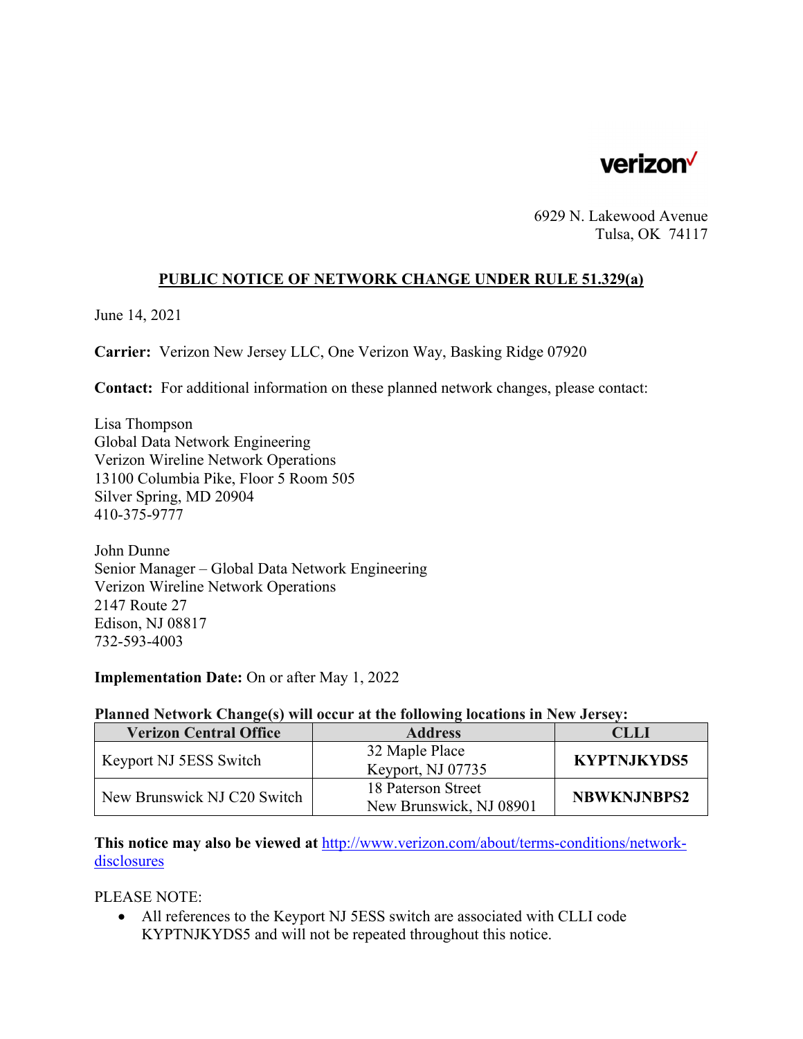verizon

6929 N. Lakewood Avenue
Tulsa, OK 74117

## PUBLIC NOTICE OF NETWORK CHANGE UNDER RULE 51.329(a)

June 14, 2021

**Carrier:** Verizon New Jersey LLC, One Verizon Way, Basking Ridge 07920

**Contact:** For additional information on these planned network changes, please contact:

Lisa Thompson
Global Data Network Engineering
Verizon Wireline Network Operations
13100 Columbia Pike, Floor 5 Room 505
Silver Spring, MD 20904
410-375-9777

John Dunne
Senior Manager – Global Data Network Engineering
Verizon Wireline Network Operations
2147 Route 27
Edison, NJ 08817
732-593-4003

**Implementation Date:** On or after May 1, 2022

**Planned Network Change(s) will occur at the following locations in New Jersey:**

| Verizon Central Office | Address | CLLI |
|---|---|---|
| Keyport NJ 5ESS Switch | 32 Maple Place<br>Keyport, NJ 07735 | **KYPTNJKYDS5** |
| New Brunswick NJ C20 Switch | 18 Paterson Street<br>New Brunswick, NJ 08901 | **NBWKNJNBPS2** |

**This notice may also be viewed at** http://www.verizon.com/about/terms-conditions/network-disclosures

PLEASE NOTE:

- All references to the Keyport NJ 5ESS switch are associated with CLLI code KYPTNJKYDS5 and will not be repeated throughout this notice.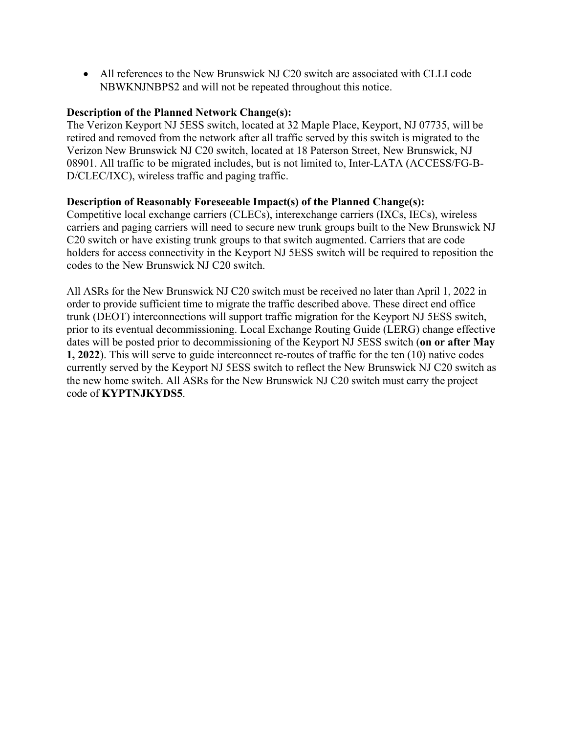- All references to the New Brunswick NJ C20 switch are associated with CLLI code NBWKNJNBPS2 and will not be repeated throughout this notice.

**Description of the Planned Network Change(s):**
The Verizon Keyport NJ 5ESS switch, located at 32 Maple Place, Keyport, NJ 07735, will be retired and removed from the network after all traffic served by this switch is migrated to the Verizon New Brunswick NJ C20 switch, located at 18 Paterson Street, New Brunswick, NJ 08901. All traffic to be migrated includes, but is not limited to, Inter-LATA (ACCESS/FG-B-D/CLEC/IXC), wireless traffic and paging traffic.

**Description of Reasonably Foreseeable Impact(s) of the Planned Change(s):**
Competitive local exchange carriers (CLECs), interexchange carriers (IXCs, IECs), wireless carriers and paging carriers will need to secure new trunk groups built to the New Brunswick NJ C20 switch or have existing trunk groups to that switch augmented. Carriers that are code holders for access connectivity in the Keyport NJ 5ESS switch will be required to reposition the codes to the New Brunswick NJ C20 switch.

All ASRs for the New Brunswick NJ C20 switch must be received no later than April 1, 2022 in order to provide sufficient time to migrate the traffic described above. These direct end office trunk (DEOT) interconnections will support traffic migration for the Keyport NJ 5ESS switch, prior to its eventual decommissioning. Local Exchange Routing Guide (LERG) change effective dates will be posted prior to decommissioning of the Keyport NJ 5ESS switch (**on or after May 1, 2022**). This will serve to guide interconnect re-routes of traffic for the ten (10) native codes currently served by the Keyport NJ 5ESS switch to reflect the New Brunswick NJ C20 switch as the new home switch. All ASRs for the New Brunswick NJ C20 switch must carry the project code of **KYPTNJKYDS5**.